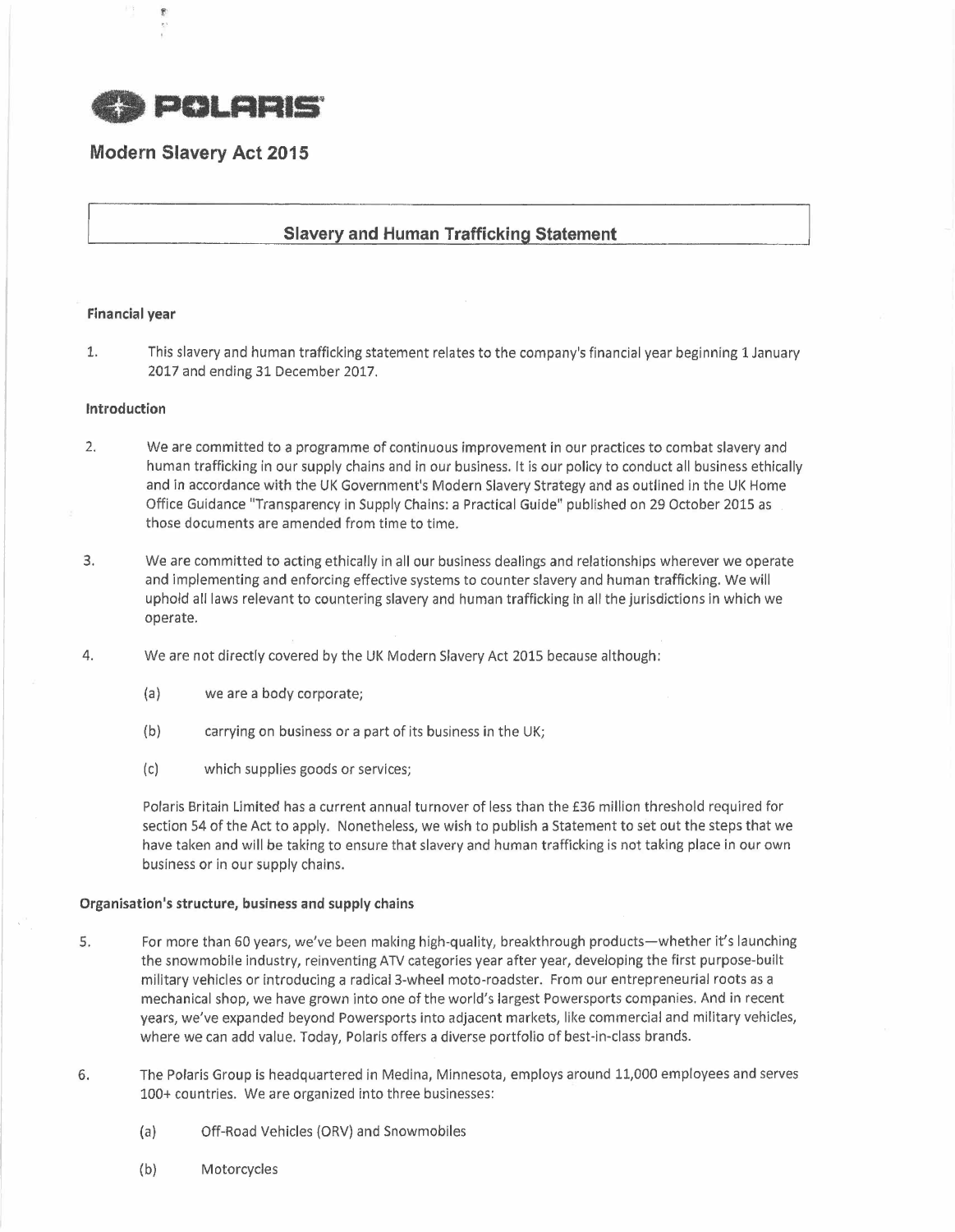POLARIS

# Modern Slavery Act 2015

## Slavery and Human Trafficking Statement

**Financial year**

1. This slavery and human trafficking statement relates to the company's financial year beginning 1 January 2017 and ending 31 December 2017.

**Introduction**

2. We are committed to a programme of continuous improvement in our practices to combat slavery and human trafficking in our supply chains and in our business. It is our policy to conduct all business ethically and in accordance with the UK Government's Modern Slavery Strategy and as outlined in the UK Home Office Guidance "Transparency in Supply Chains: a Practical Guide" published on 29 October 2015 as those documents are amended from time to time.

3. We are committed to acting ethically in all our business dealings and relationships wherever we operate and implementing and enforcing effective systems to counter slavery and human trafficking. We will uphold all laws relevant to countering slavery and human trafficking in all the jurisdictions in which we operate.

4. We are not directly covered by the UK Modern Slavery Act 2015 because although:

   (a) we are a body corporate;

   (b) carrying on business or a part of its business in the UK;

   (c) which supplies goods or services;

   Polaris Britain Limited has a current annual turnover of less than the £36 million threshold required for section 54 of the Act to apply. Nonetheless, we wish to publish a Statement to set out the steps that we have taken and will be taking to ensure that slavery and human trafficking is not taking place in our own business or in our supply chains.

**Organisation's structure, business and supply chains**

5. For more than 60 years, we've been making high-quality, breakthrough products—whether it's launching the snowmobile industry, reinventing ATV categories year after year, developing the first purpose-built military vehicles or introducing a radical 3-wheel moto-roadster. From our entrepreneurial roots as a mechanical shop, we have grown into one of the world's largest Powersports companies. And in recent years, we've expanded beyond Powersports into adjacent markets, like commercial and military vehicles, where we can add value. Today, Polaris offers a diverse portfolio of best-in-class brands.

6. The Polaris Group is headquartered in Medina, Minnesota, employs around 11,000 employees and serves 100+ countries. We are organized into three businesses:

   (a) Off-Road Vehicles (ORV) and Snowmobiles

   (b) Motorcycles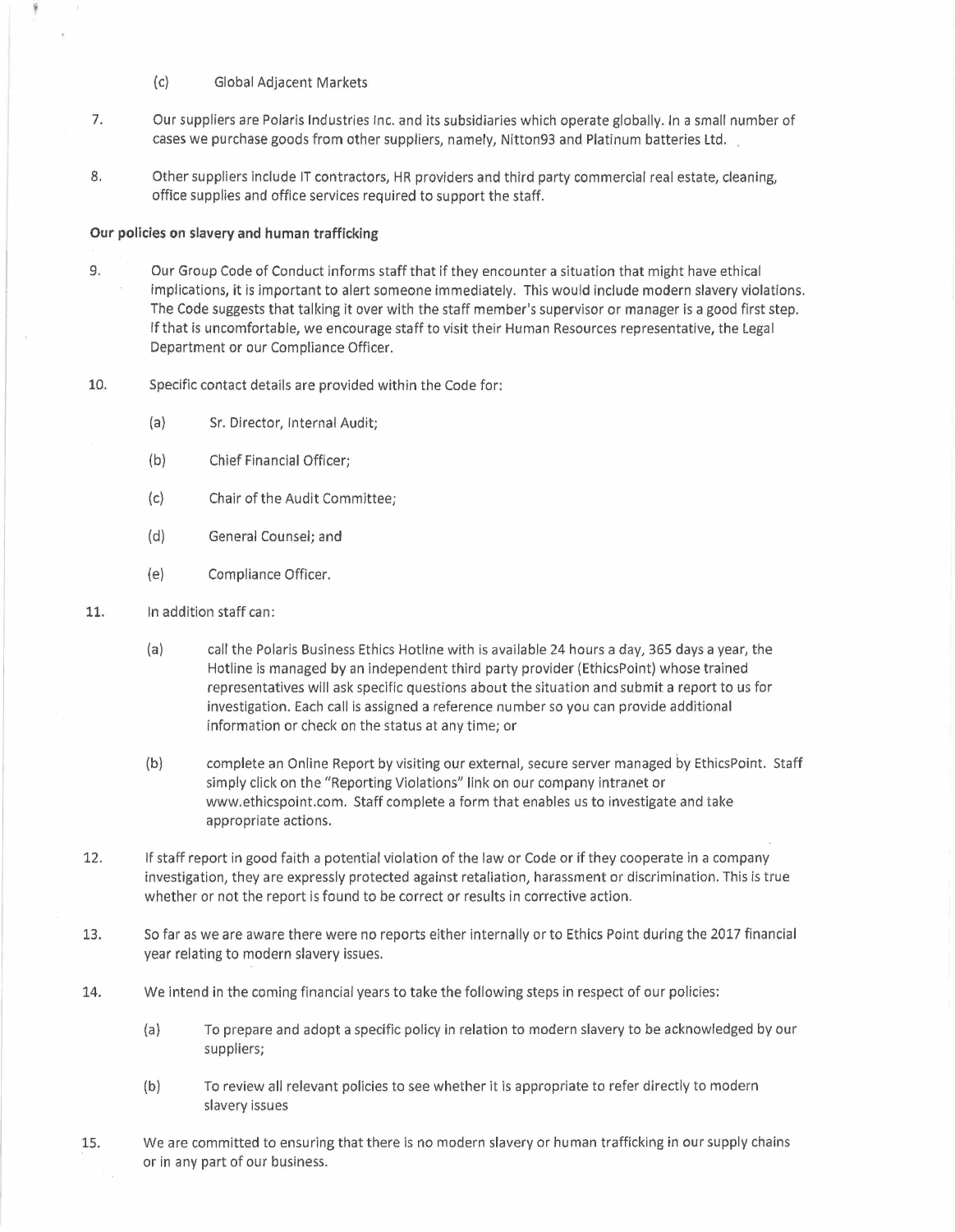(c) Global Adjacent Markets

7. Our suppliers are Polaris Industries Inc. and its subsidiaries which operate globally. In a small number of cases we purchase goods from other suppliers, namely, Nitton93 and Platinum batteries Ltd.

8. Other suppliers include IT contractors, HR providers and third party commercial real estate, cleaning, office supplies and office services required to support the staff.

**Our policies on slavery and human trafficking**

9. Our Group Code of Conduct informs staff that if they encounter a situation that might have ethical implications, it is important to alert someone immediately. This would include modern slavery violations. The Code suggests that talking it over with the staff member's supervisor or manager is a good first step. If that is uncomfortable, we encourage staff to visit their Human Resources representative, the Legal Department or our Compliance Officer.

10. Specific contact details are provided within the Code for:

    (a) Sr. Director, Internal Audit;

    (b) Chief Financial Officer;

    (c) Chair of the Audit Committee;

    (d) General Counsel; and

    (e) Compliance Officer.

11. In addition staff can:

    (a) call the Polaris Business Ethics Hotline with is available 24 hours a day, 365 days a year, the Hotline is managed by an independent third party provider (EthicsPoint) whose trained representatives will ask specific questions about the situation and submit a report to us for investigation. Each call is assigned a reference number so you can provide additional information or check on the status at any time; or

    (b) complete an Online Report by visiting our external, secure server managed by EthicsPoint. Staff simply click on the "Reporting Violations" link on our company intranet or www.ethicspoint.com. Staff complete a form that enables us to investigate and take appropriate actions.

12. If staff report in good faith a potential violation of the law or Code or if they cooperate in a company investigation, they are expressly protected against retaliation, harassment or discrimination. This is true whether or not the report is found to be correct or results in corrective action.

13. So far as we are aware there were no reports either internally or to Ethics Point during the 2017 financial year relating to modern slavery issues.

14. We intend in the coming financial years to take the following steps in respect of our policies:

    (a) To prepare and adopt a specific policy in relation to modern slavery to be acknowledged by our suppliers;

    (b) To review all relevant policies to see whether it is appropriate to refer directly to modern slavery issues

15. We are committed to ensuring that there is no modern slavery or human trafficking in our supply chains or in any part of our business.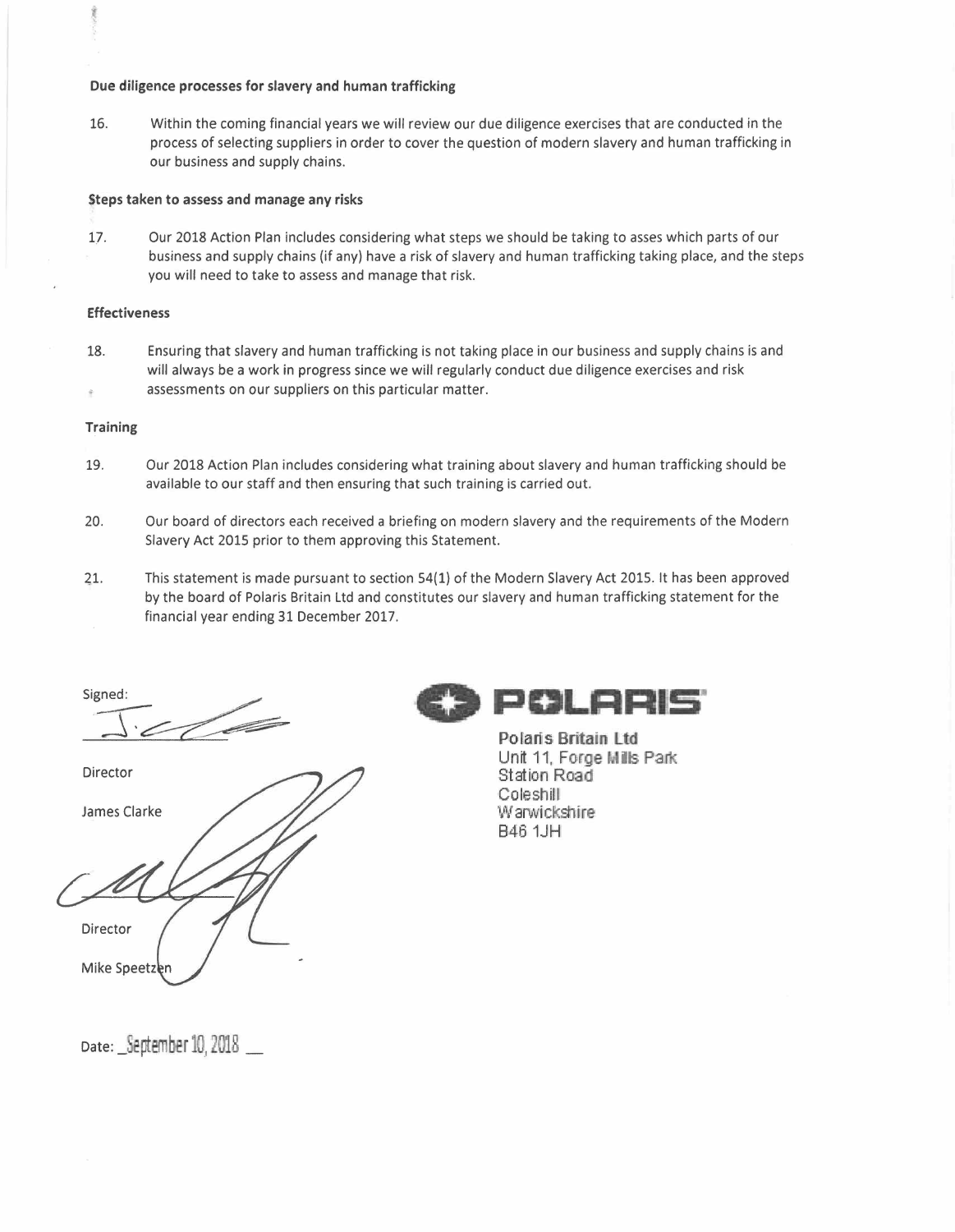**Due diligence processes for slavery and human trafficking**

16. Within the coming financial years we will review our due diligence exercises that are conducted in the process of selecting suppliers in order to cover the question of modern slavery and human trafficking in our business and supply chains.

**Steps taken to assess and manage any risks**

17. Our 2018 Action Plan includes considering what steps we should be taking to asses which parts of our business and supply chains (if any) have a risk of slavery and human trafficking taking place, and the steps you will need to take to assess and manage that risk.

**Effectiveness**

18. Ensuring that slavery and human trafficking is not taking place in our business and supply chains is and will always be a work in progress since we will regularly conduct due diligence exercises and risk assessments on our suppliers on this particular matter.

**Training**

19. Our 2018 Action Plan includes considering what training about slavery and human trafficking should be available to our staff and then ensuring that such training is carried out.

20. Our board of directors each received a briefing on modern slavery and the requirements of the Modern Slavery Act 2015 prior to them approving this Statement.

21. This statement is made pursuant to section 54(1) of the Modern Slavery Act 2015. It has been approved by the board of Polaris Britain Ltd and constitutes our slavery and human trafficking statement for the financial year ending 31 December 2017.

Signed:

Director

James Clarke

Director

Mike Speetzen

Date: September 10, 2018

POLARIS

Polaris Britain Ltd
Unit 11, Forge Mills Park
Station Road
Coleshill
Warwickshire
B46 1JH